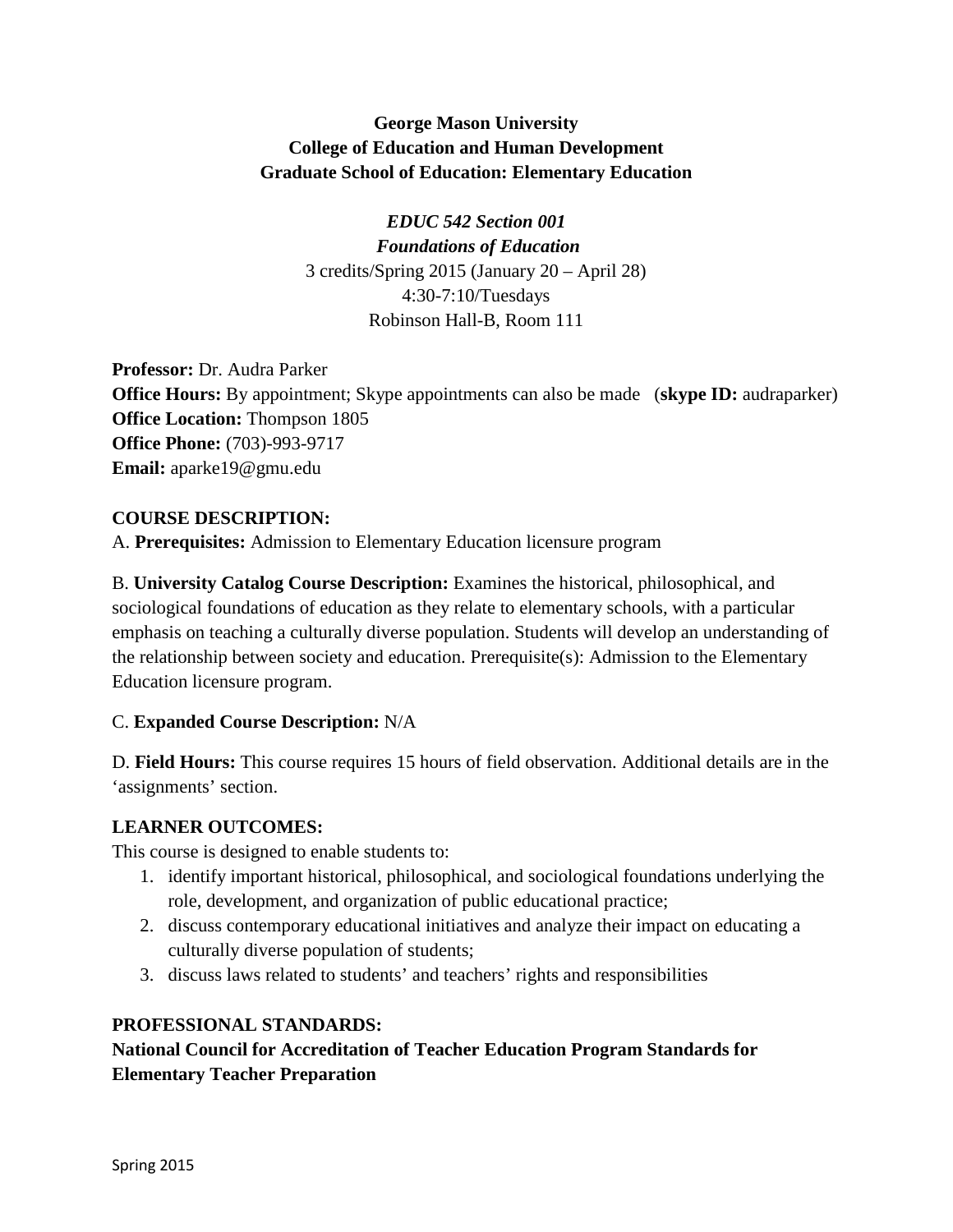**George Mason University**
**College of Education and Human Development**
**Graduate School of Education: Elementary Education**

***EDUC 542 Section 001***
***Foundations of Education***
3 credits/Spring 2015 (January 20 – April 28)
4:30-7:10/Tuesdays
Robinson Hall-B, Room 111

**Professor:** Dr. Audra Parker
**Office Hours:** By appointment; Skype appointments can also be made (**skype ID:** audraparker)
**Office Location:** Thompson 1805
**Office Phone:** (703)-993-9717
**Email:** aparke19@gmu.edu

## COURSE DESCRIPTION:

A. **Prerequisites:** Admission to Elementary Education licensure program

B. **University Catalog Course Description:** Examines the historical, philosophical, and sociological foundations of education as they relate to elementary schools, with a particular emphasis on teaching a culturally diverse population. Students will develop an understanding of the relationship between society and education. Prerequisite(s): Admission to the Elementary Education licensure program.

C. **Expanded Course Description:** N/A

D. **Field Hours:** This course requires 15 hours of field observation. Additional details are in the 'assignments' section.

## LEARNER OUTCOMES:

This course is designed to enable students to:

1. identify important historical, philosophical, and sociological foundations underlying the role, development, and organization of public educational practice;
2. discuss contemporary educational initiatives and analyze their impact on educating a culturally diverse population of students;
3. discuss laws related to students' and teachers' rights and responsibilities

## PROFESSIONAL STANDARDS:

**National Council for Accreditation of Teacher Education Program Standards for Elementary Teacher Preparation**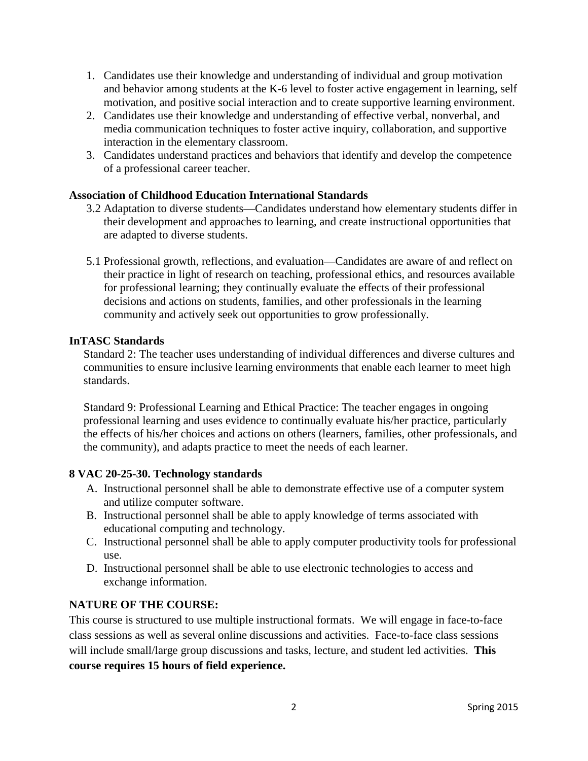1. Candidates use their knowledge and understanding of individual and group motivation and behavior among students at the K-6 level to foster active engagement in learning, self motivation, and positive social interaction and to create supportive learning environment.
2. Candidates use their knowledge and understanding of effective verbal, nonverbal, and media communication techniques to foster active inquiry, collaboration, and supportive interaction in the elementary classroom.
3. Candidates understand practices and behaviors that identify and develop the competence of a professional career teacher.

**Association of Childhood Education International Standards**

3.2 Adaptation to diverse students—Candidates understand how elementary students differ in their development and approaches to learning, and create instructional opportunities that are adapted to diverse students.

5.1 Professional growth, reflections, and evaluation—Candidates are aware of and reflect on their practice in light of research on teaching, professional ethics, and resources available for professional learning; they continually evaluate the effects of their professional decisions and actions on students, families, and other professionals in the learning community and actively seek out opportunities to grow professionally.

**InTASC Standards**

Standard 2: The teacher uses understanding of individual differences and diverse cultures and communities to ensure inclusive learning environments that enable each learner to meet high standards.

Standard 9: Professional Learning and Ethical Practice: The teacher engages in ongoing professional learning and uses evidence to continually evaluate his/her practice, particularly the effects of his/her choices and actions on others (learners, families, other professionals, and the community), and adapts practice to meet the needs of each learner.

**8 VAC 20-25-30. Technology standards**

A. Instructional personnel shall be able to demonstrate effective use of a computer system and utilize computer software.
B. Instructional personnel shall be able to apply knowledge of terms associated with educational computing and technology.
C. Instructional personnel shall be able to apply computer productivity tools for professional use.
D. Instructional personnel shall be able to use electronic technologies to access and exchange information.

**NATURE OF THE COURSE:**

This course is structured to use multiple instructional formats. We will engage in face-to-face class sessions as well as several online discussions and activities. Face-to-face class sessions will include small/large group discussions and tasks, lecture, and student led activities. **This course requires 15 hours of field experience.**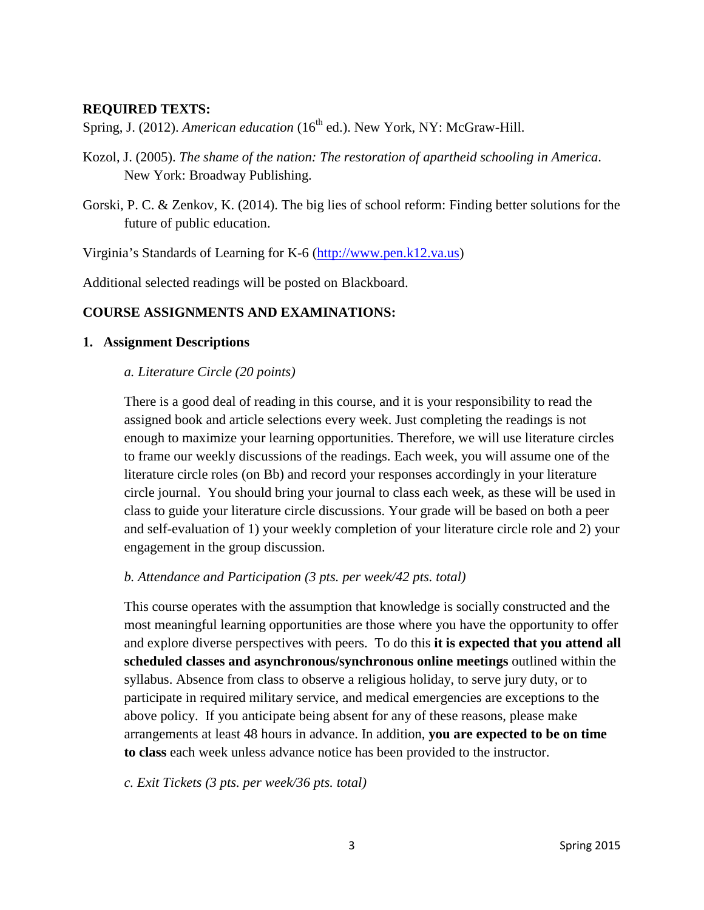**REQUIRED TEXTS:**

Spring, J. (2012). *American education* (16th ed.). New York, NY: McGraw-Hill.

Kozol, J. (2005). *The shame of the nation: The restoration of apartheid schooling in America*. New York: Broadway Publishing.

Gorski, P. C. & Zenkov, K. (2014). The big lies of school reform: Finding better solutions for the future of public education.

Virginia's Standards of Learning for K-6 (http://www.pen.k12.va.us)

Additional selected readings will be posted on Blackboard.

**COURSE ASSIGNMENTS AND EXAMINATIONS:**

**1. Assignment Descriptions**

*a. Literature Circle (20 points)*

There is a good deal of reading in this course, and it is your responsibility to read the assigned book and article selections every week. Just completing the readings is not enough to maximize your learning opportunities. Therefore, we will use literature circles to frame our weekly discussions of the readings. Each week, you will assume one of the literature circle roles (on Bb) and record your responses accordingly in your literature circle journal. You should bring your journal to class each week, as these will be used in class to guide your literature circle discussions. Your grade will be based on both a peer and self-evaluation of 1) your weekly completion of your literature circle role and 2) your engagement in the group discussion.

*b. Attendance and Participation (3 pts. per week/42 pts. total)*

This course operates with the assumption that knowledge is socially constructed and the most meaningful learning opportunities are those where you have the opportunity to offer and explore diverse perspectives with peers. To do this **it is expected that you attend all scheduled classes and asynchronous/synchronous online meetings** outlined within the syllabus. Absence from class to observe a religious holiday, to serve jury duty, or to participate in required military service, and medical emergencies are exceptions to the above policy. If you anticipate being absent for any of these reasons, please make arrangements at least 48 hours in advance. In addition, **you are expected to be on time to class** each week unless advance notice has been provided to the instructor.

*c. Exit Tickets (3 pts. per week/36 pts. total)*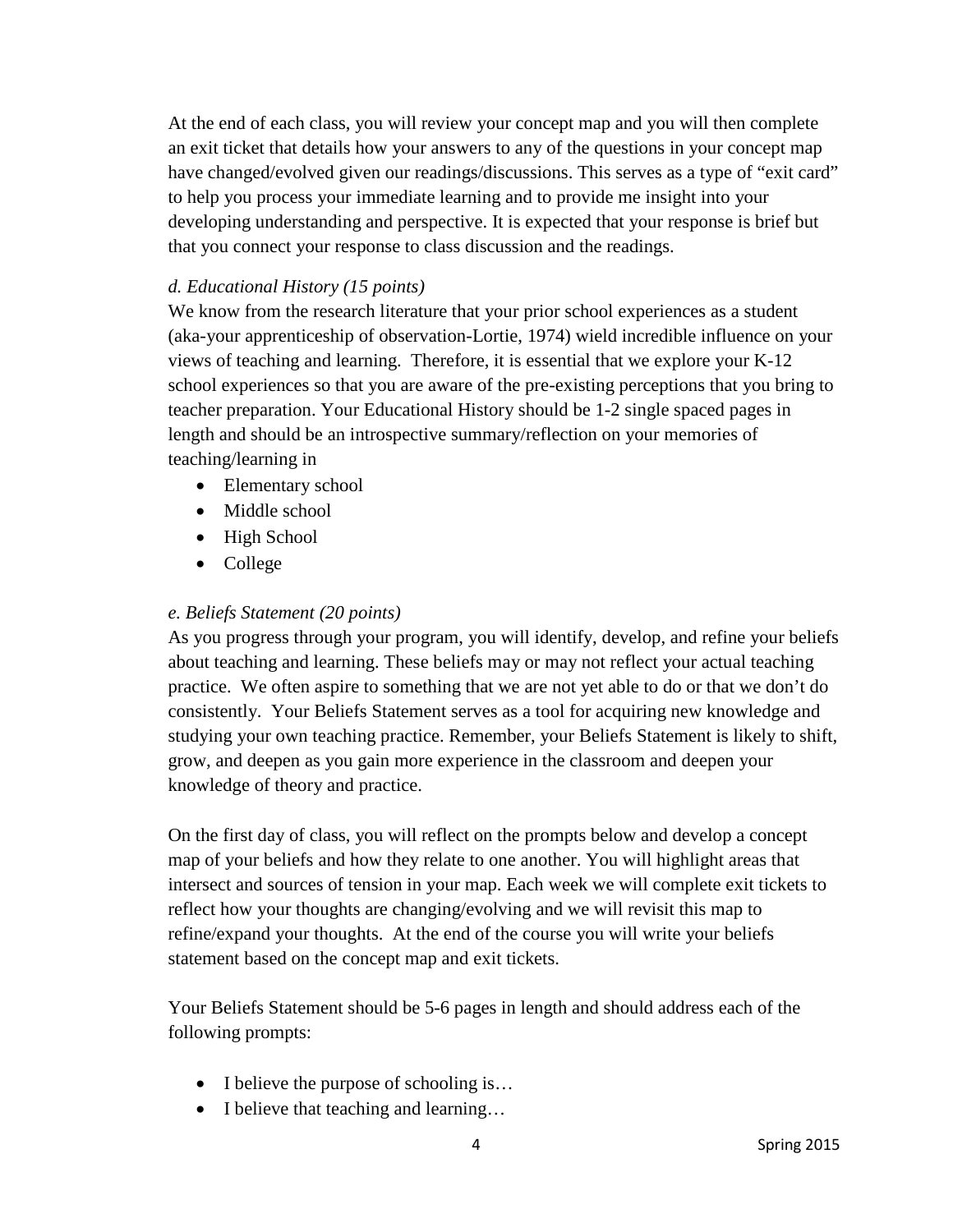At the end of each class, you will review your concept map and you will then complete an exit ticket that details how your answers to any of the questions in your concept map have changed/evolved given our readings/discussions. This serves as a type of "exit card" to help you process your immediate learning and to provide me insight into your developing understanding and perspective. It is expected that your response is brief but that you connect your response to class discussion and the readings.

*d. Educational History (15 points)*

We know from the research literature that your prior school experiences as a student (aka-your apprenticeship of observation-Lortie, 1974) wield incredible influence on your views of teaching and learning. Therefore, it is essential that we explore your K-12 school experiences so that you are aware of the pre-existing perceptions that you bring to teacher preparation. Your Educational History should be 1-2 single spaced pages in length and should be an introspective summary/reflection on your memories of teaching/learning in

- Elementary school
- Middle school
- High School
- College

*e. Beliefs Statement (20 points)*

As you progress through your program, you will identify, develop, and refine your beliefs about teaching and learning. These beliefs may or may not reflect your actual teaching practice. We often aspire to something that we are not yet able to do or that we don't do consistently. Your Beliefs Statement serves as a tool for acquiring new knowledge and studying your own teaching practice. Remember, your Beliefs Statement is likely to shift, grow, and deepen as you gain more experience in the classroom and deepen your knowledge of theory and practice.

On the first day of class, you will reflect on the prompts below and develop a concept map of your beliefs and how they relate to one another. You will highlight areas that intersect and sources of tension in your map. Each week we will complete exit tickets to reflect how your thoughts are changing/evolving and we will revisit this map to refine/expand your thoughts. At the end of the course you will write your beliefs statement based on the concept map and exit tickets.

Your Beliefs Statement should be 5-6 pages in length and should address each of the following prompts:

- I believe the purpose of schooling is…
- I believe that teaching and learning…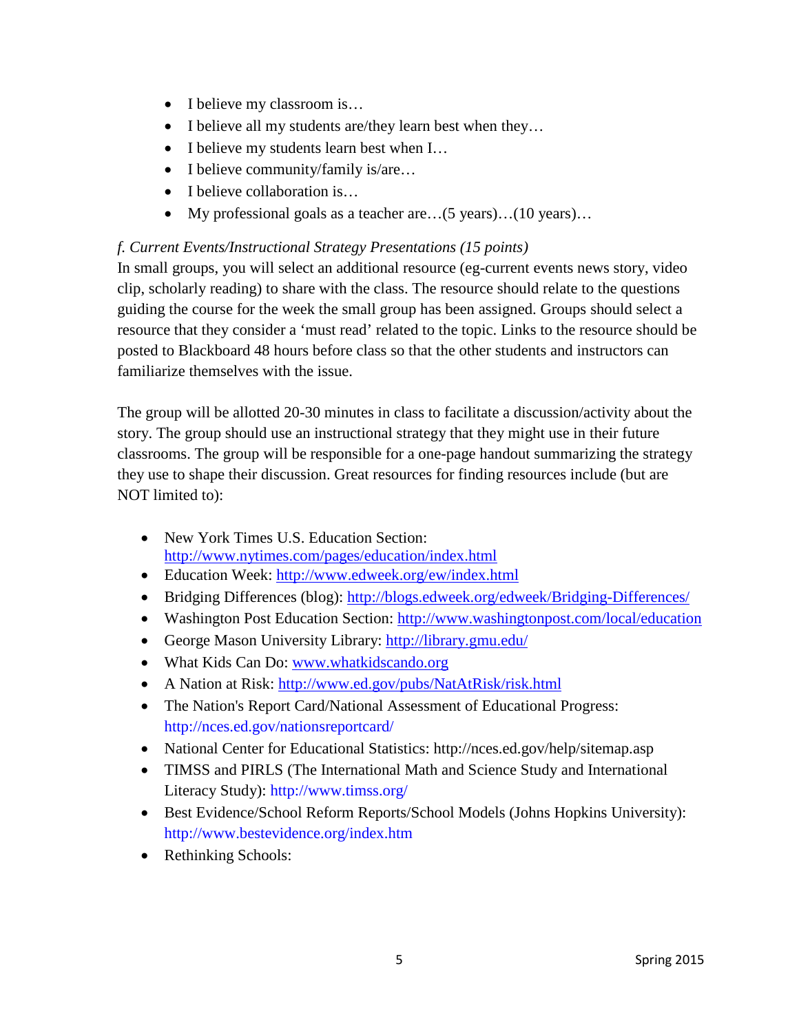- I believe my classroom is…
- I believe all my students are/they learn best when they…
- I believe my students learn best when I…
- I believe community/family is/are…
- I believe collaboration is…
- My professional goals as a teacher are…(5 years)…(10 years)…

*f. Current Events/Instructional Strategy Presentations (15 points)*

In small groups, you will select an additional resource (eg-current events news story, video clip, scholarly reading) to share with the class. The resource should relate to the questions guiding the course for the week the small group has been assigned. Groups should select a resource that they consider a 'must read' related to the topic. Links to the resource should be posted to Blackboard 48 hours before class so that the other students and instructors can familiarize themselves with the issue.

The group will be allotted 20-30 minutes in class to facilitate a discussion/activity about the story. The group should use an instructional strategy that they might use in their future classrooms. The group will be responsible for a one-page handout summarizing the strategy they use to shape their discussion. Great resources for finding resources include (but are NOT limited to):

- New York Times U.S. Education Section: http://www.nytimes.com/pages/education/index.html
- Education Week: http://www.edweek.org/ew/index.html
- Bridging Differences (blog): http://blogs.edweek.org/edweek/Bridging-Differences/
- Washington Post Education Section: http://www.washingtonpost.com/local/education
- George Mason University Library: http://library.gmu.edu/
- What Kids Can Do: www.whatkidscando.org
- A Nation at Risk: http://www.ed.gov/pubs/NatAtRisk/risk.html
- The Nation's Report Card/National Assessment of Educational Progress: http://nces.ed.gov/nationsreportcard/
- National Center for Educational Statistics: http://nces.ed.gov/help/sitemap.asp
- TIMSS and PIRLS (The International Math and Science Study and International Literacy Study): http://www.timss.org/
- Best Evidence/School Reform Reports/School Models (Johns Hopkins University): http://www.bestevidence.org/index.htm
- Rethinking Schools: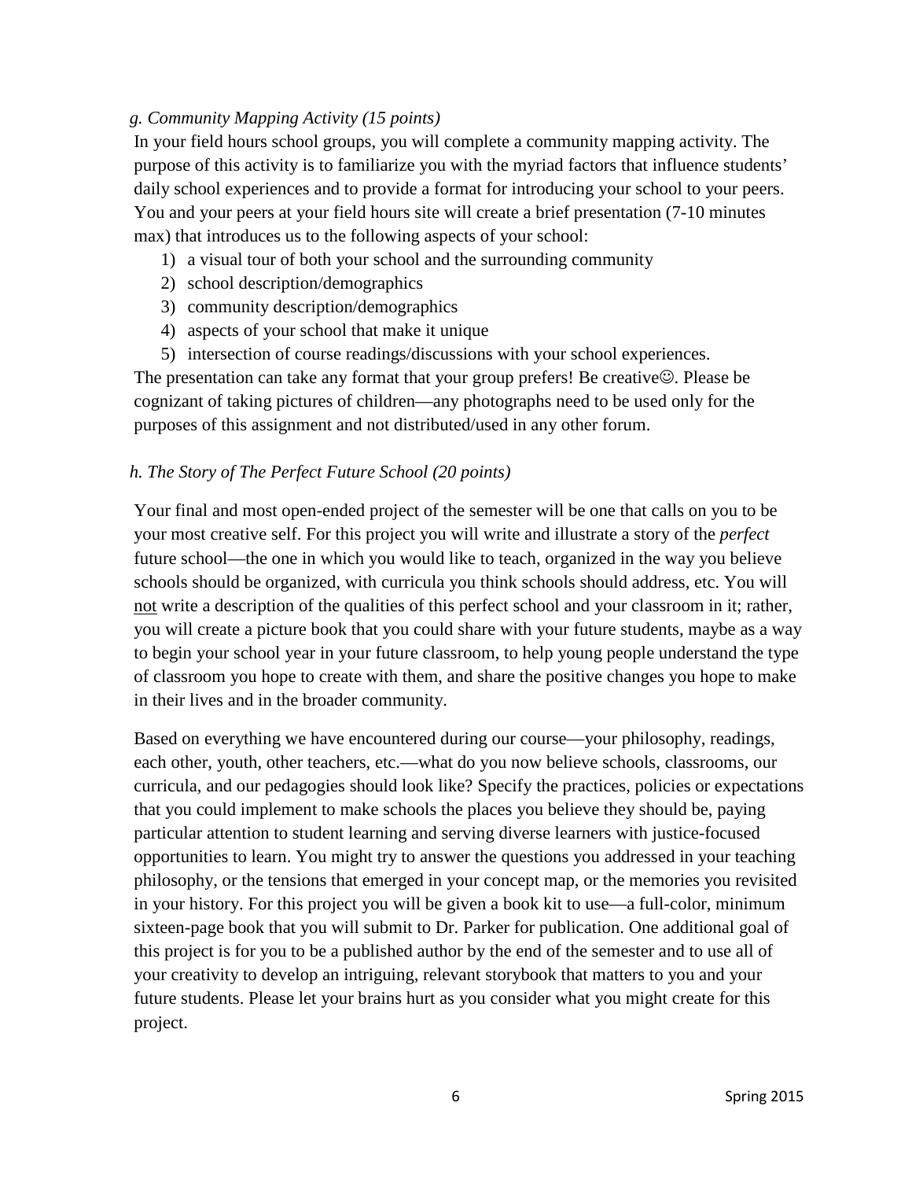*g. Community Mapping Activity (15 points)*

In your field hours school groups, you will complete a community mapping activity. The purpose of this activity is to familiarize you with the myriad factors that influence students' daily school experiences and to provide a format for introducing your school to your peers. You and your peers at your field hours site will create a brief presentation (7-10 minutes max) that introduces us to the following aspects of your school:

1) a visual tour of both your school and the surrounding community
2) school description/demographics
3) community description/demographics
4) aspects of your school that make it unique
5) intersection of course readings/discussions with your school experiences.

The presentation can take any format that your group prefers! Be creative☺. Please be cognizant of taking pictures of children—any photographs need to be used only for the purposes of this assignment and not distributed/used in any other forum.

*h. The Story of The Perfect Future School (20 points)*

Your final and most open-ended project of the semester will be one that calls on you to be your most creative self. For this project you will write and illustrate a story of the *perfect* future school—the one in which you would like to teach, organized in the way you believe schools should be organized, with curricula you think schools should address, etc. You will <u>not</u> write a description of the qualities of this perfect school and your classroom in it; rather, you will create a picture book that you could share with your future students, maybe as a way to begin your school year in your future classroom, to help young people understand the type of classroom you hope to create with them, and share the positive changes you hope to make in their lives and in the broader community.

Based on everything we have encountered during our course—your philosophy, readings, each other, youth, other teachers, etc.—what do you now believe schools, classrooms, our curricula, and our pedagogies should look like? Specify the practices, policies or expectations that you could implement to make schools the places you believe they should be, paying particular attention to student learning and serving diverse learners with justice-focused opportunities to learn. You might try to answer the questions you addressed in your teaching philosophy, or the tensions that emerged in your concept map, or the memories you revisited in your history. For this project you will be given a book kit to use—a full-color, minimum sixteen-page book that you will submit to Dr. Parker for publication. One additional goal of this project is for you to be a published author by the end of the semester and to use all of your creativity to develop an intriguing, relevant storybook that matters to you and your future students. Please let your brains hurt as you consider what you might create for this project.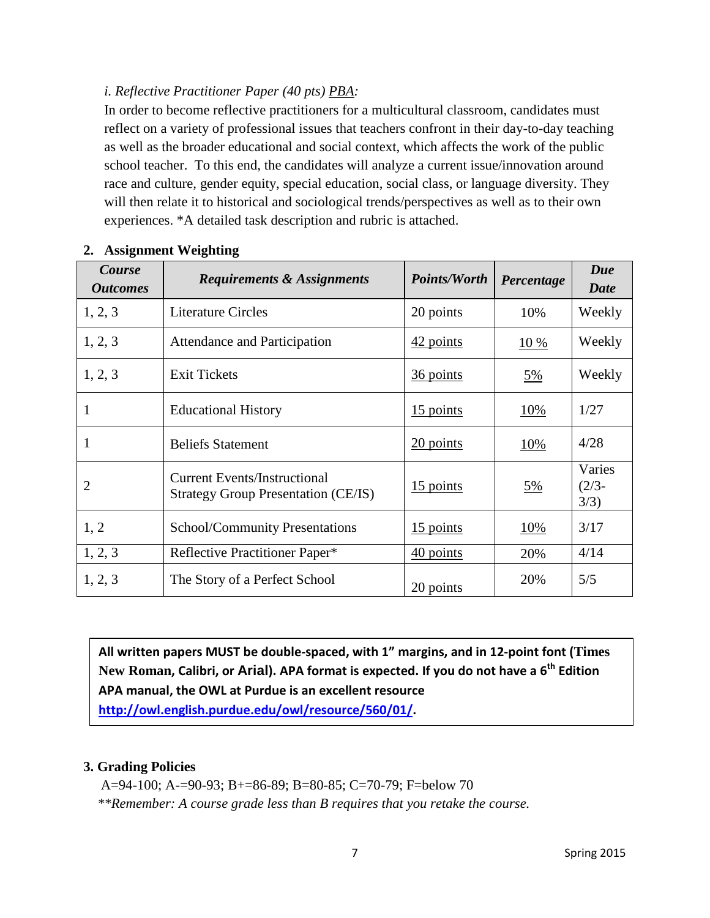*i. Reflective Practitioner Paper (40 pts) PBA:*

In order to become reflective practitioners for a multicultural classroom, candidates must reflect on a variety of professional issues that teachers confront in their day-to-day teaching as well as the broader educational and social context, which affects the work of the public school teacher. To this end, the candidates will analyze a current issue/innovation around race and culture, gender equity, special education, social class, or language diversity. They will then relate it to historical and sociological trends/perspectives as well as to their own experiences. *A detailed task description and rubric is attached.

## 2. Assignment Weighting

| *Course Outcomes* | *Requirements & Assignments* | *Points/Worth* | *Percentage* | *Due Date* |
|---|---|---|---|---|
| 1, 2, 3 | Literature Circles | 20 points | 10% | Weekly |
| 1, 2, 3 | Attendance and Participation | 42 points | 10 % | Weekly |
| 1, 2, 3 | Exit Tickets | 36 points | 5% | Weekly |
| 1 | Educational History | 15 points | 10% | 1/27 |
| 1 | Beliefs Statement | 20 points | 10% | 4/28 |
| 2 | Current Events/Instructional Strategy Group Presentation (CE/IS) | 15 points | 5% | Varies (2/3-3/3) |
| 1, 2 | School/Community Presentations | 15 points | 10% | 3/17 |
| 1, 2, 3 | Reflective Practitioner Paper* | 40 points | 20% | 4/14 |
| 1, 2, 3 | The Story of a Perfect School | 20 points | 20% | 5/5 |

**All written papers MUST be double-spaced, with 1" margins, and in 12-point font (Times New Roman, Calibri, or Arial). APA format is expected. If you do not have a 6th Edition APA manual, the OWL at Purdue is an excellent resource [http://owl.english.purdue.edu/owl/resource/560/01/](http://owl.english.purdue.edu/owl/resource/560/01/).**

## 3. Grading Policies

A=94-100; A-=90-93; B+=86-89; B=80-85; C=70-79; F=below 70

***Remember: A course grade less than B requires that you retake the course.*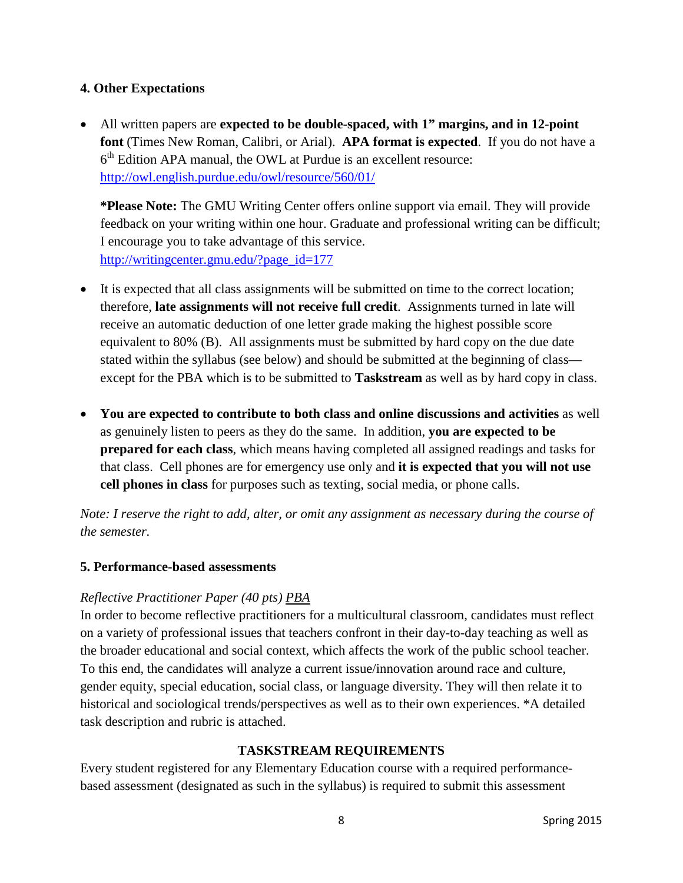### 4. Other Expectations

- All written papers are **expected to be double-spaced, with 1" margins, and in 12-point font** (Times New Roman, Calibri, or Arial). **APA format is expected**. If you do not have a 6th Edition APA manual, the OWL at Purdue is an excellent resource: http://owl.english.purdue.edu/owl/resource/560/01/

  ***Please Note:** The GMU Writing Center offers online support via email. They will provide feedback on your writing within one hour. Graduate and professional writing can be difficult; I encourage you to take advantage of this service. http://writingcenter.gmu.edu/?page_id=177

- It is expected that all class assignments will be submitted on time to the correct location; therefore, **late assignments will not receive full credit**. Assignments turned in late will receive an automatic deduction of one letter grade making the highest possible score equivalent to 80% (B). All assignments must be submitted by hard copy on the due date stated within the syllabus (see below) and should be submitted at the beginning of class—except for the PBA which is to be submitted to **Taskstream** as well as by hard copy in class.

- **You are expected to contribute to both class and online discussions and activities** as well as genuinely listen to peers as they do the same. In addition, **you are expected to be prepared for each class**, which means having completed all assigned readings and tasks for that class. Cell phones are for emergency use only and **it is expected that you will not use cell phones in class** for purposes such as texting, social media, or phone calls.

*Note: I reserve the right to add, alter, or omit any assignment as necessary during the course of the semester.*

### 5. Performance-based assessments

*Reflective Practitioner Paper (40 pts)* <u>*PBA*</u>

In order to become reflective practitioners for a multicultural classroom, candidates must reflect on a variety of professional issues that teachers confront in their day-to-day teaching as well as the broader educational and social context, which affects the work of the public school teacher. To this end, the candidates will analyze a current issue/innovation around race and culture, gender equity, special education, social class, or language diversity. They will then relate it to historical and sociological trends/perspectives as well as to their own experiences. *A detailed task description and rubric is attached.

**TASKSTREAM REQUIREMENTS**

Every student registered for any Elementary Education course with a required performance-based assessment (designated as such in the syllabus) is required to submit this assessment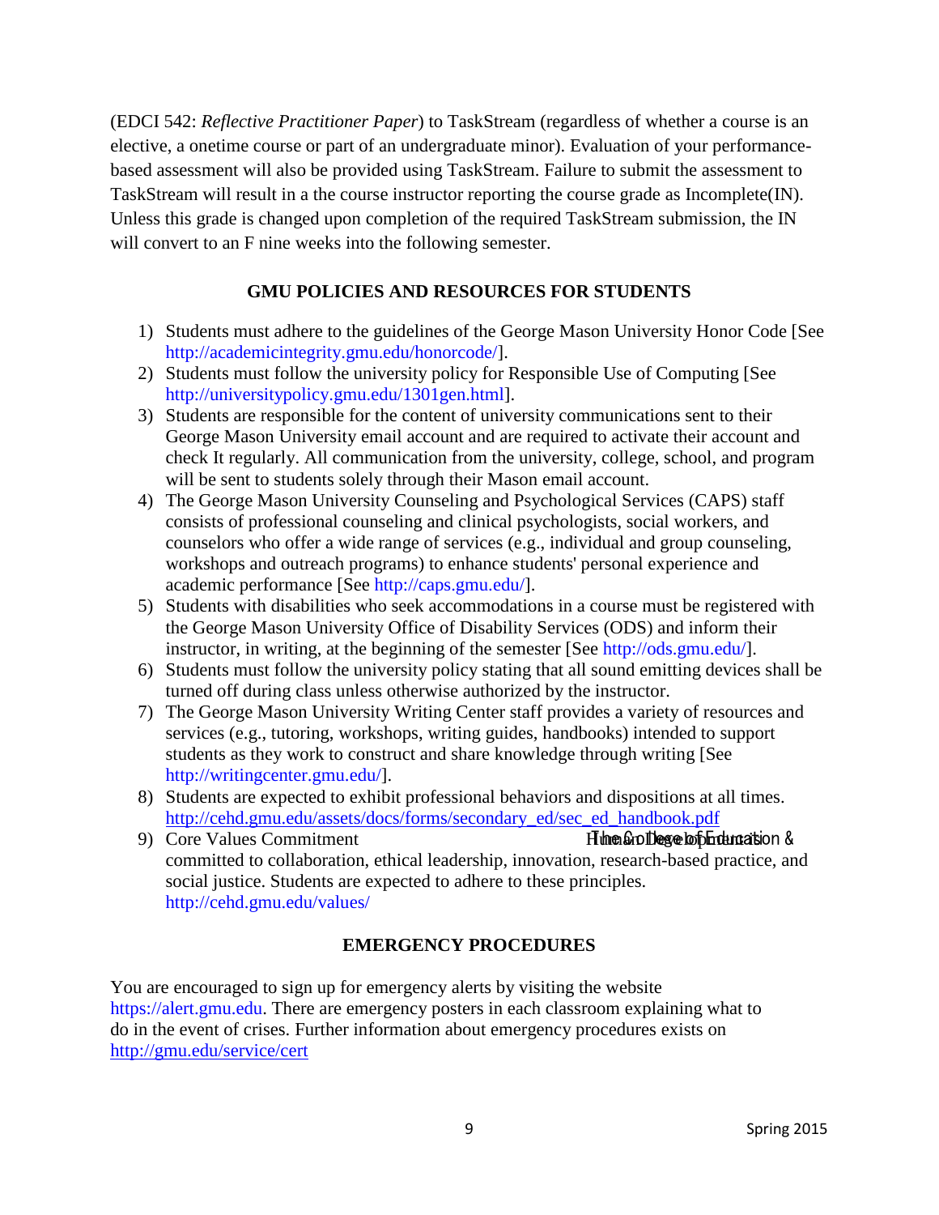(EDCI 542: *Reflective Practitioner Paper*) to TaskStream (regardless of whether a course is an elective, a onetime course or part of an undergraduate minor). Evaluation of your performance-based assessment will also be provided using TaskStream. Failure to submit the assessment to TaskStream will result in a the course instructor reporting the course grade as Incomplete(IN). Unless this grade is changed upon completion of the required TaskStream submission, the IN will convert to an F nine weeks into the following semester.

## GMU POLICIES AND RESOURCES FOR STUDENTS

1) Students must adhere to the guidelines of the George Mason University Honor Code [See http://academicintegrity.gmu.edu/honorcode/].
2) Students must follow the university policy for Responsible Use of Computing [See http://universitypolicy.gmu.edu/1301gen.html].
3) Students are responsible for the content of university communications sent to their George Mason University email account and are required to activate their account and check It regularly. All communication from the university, college, school, and program will be sent to students solely through their Mason email account.
4) The George Mason University Counseling and Psychological Services (CAPS) staff consists of professional counseling and clinical psychologists, social workers, and counselors who offer a wide range of services (e.g., individual and group counseling, workshops and outreach programs) to enhance students' personal experience and academic performance [See http://caps.gmu.edu/].
5) Students with disabilities who seek accommodations in a course must be registered with the George Mason University Office of Disability Services (ODS) and inform their instructor, in writing, at the beginning of the semester [See http://ods.gmu.edu/].
6) Students must follow the university policy stating that all sound emitting devices shall be turned off during class unless otherwise authorized by the instructor.
7) The George Mason University Writing Center staff provides a variety of resources and services (e.g., tutoring, workshops, writing guides, handbooks) intended to support students as they work to construct and share knowledge through writing [See http://writingcenter.gmu.edu/].
8) Students are expected to exhibit professional behaviors and dispositions at all times. http://cehd.gmu.edu/assets/docs/forms/secondary_ed/sec_ed_handbook.pdf
9) Core Values Commitment The College of Education & Human Development is committed to collaboration, ethical leadership, innovation, research-based practice, and social justice. Students are expected to adhere to these principles. http://cehd.gmu.edu/values/

## EMERGENCY PROCEDURES

You are encouraged to sign up for emergency alerts by visiting the website https://alert.gmu.edu. There are emergency posters in each classroom explaining what to do in the event of crises. Further information about emergency procedures exists on http://gmu.edu/service/cert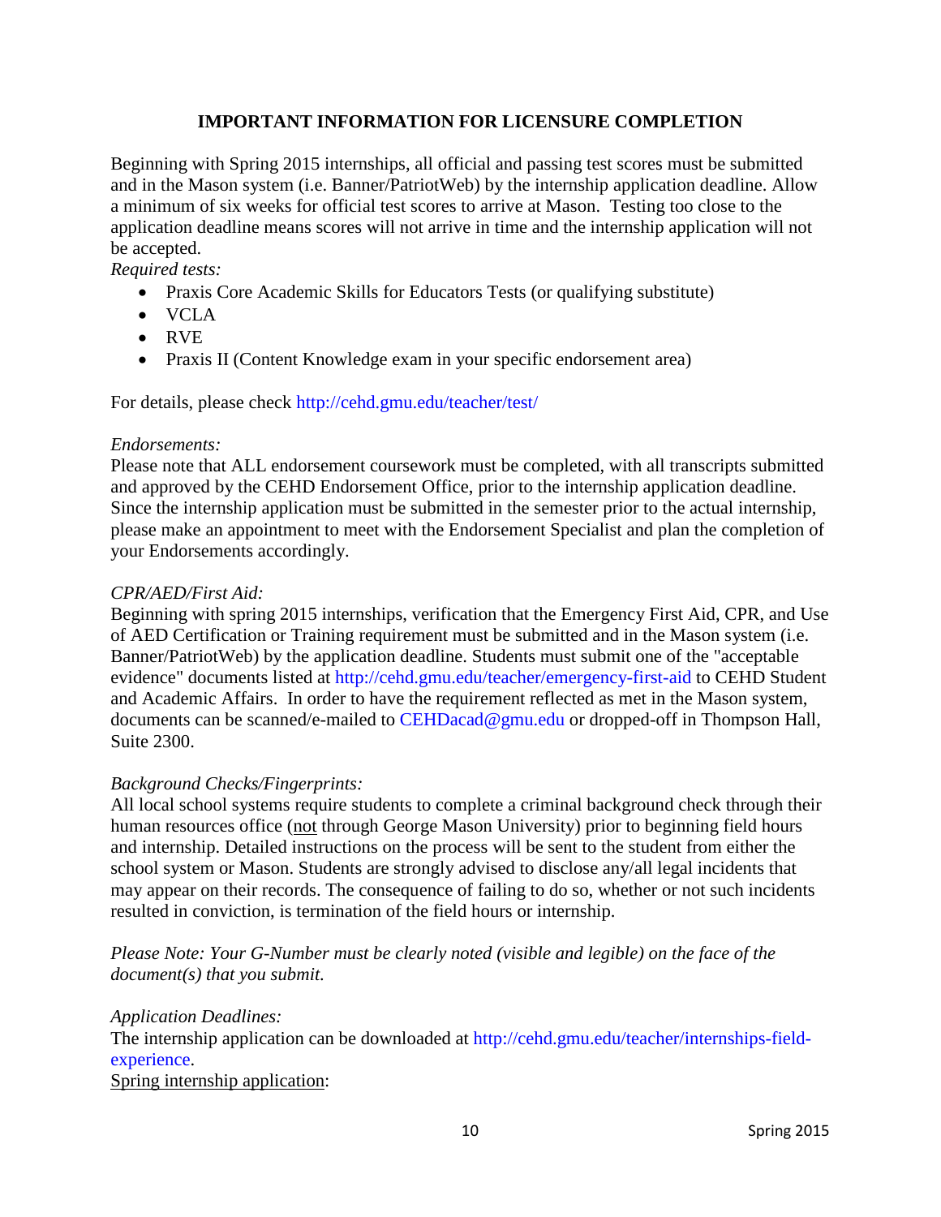## IMPORTANT INFORMATION FOR LICENSURE COMPLETION

Beginning with Spring 2015 internships, all official and passing test scores must be submitted and in the Mason system (i.e. Banner/PatriotWeb) by the internship application deadline. Allow a minimum of six weeks for official test scores to arrive at Mason. Testing too close to the application deadline means scores will not arrive in time and the internship application will not be accepted.

*Required tests:*

- Praxis Core Academic Skills for Educators Tests (or qualifying substitute)
- VCLA
- RVE
- Praxis II (Content Knowledge exam in your specific endorsement area)

For details, please check http://cehd.gmu.edu/teacher/test/

*Endorsements:*

Please note that ALL endorsement coursework must be completed, with all transcripts submitted and approved by the CEHD Endorsement Office, prior to the internship application deadline. Since the internship application must be submitted in the semester prior to the actual internship, please make an appointment to meet with the Endorsement Specialist and plan the completion of your Endorsements accordingly.

*CPR/AED/First Aid:*

Beginning with spring 2015 internships, verification that the Emergency First Aid, CPR, and Use of AED Certification or Training requirement must be submitted and in the Mason system (i.e. Banner/PatriotWeb) by the application deadline. Students must submit one of the "acceptable evidence" documents listed at http://cehd.gmu.edu/teacher/emergency-first-aid to CEHD Student and Academic Affairs. In order to have the requirement reflected as met in the Mason system, documents can be scanned/e-mailed to CEHDacad@gmu.edu or dropped-off in Thompson Hall, Suite 2300.

*Background Checks/Fingerprints:*

All local school systems require students to complete a criminal background check through their human resources office (<u>not</u> through George Mason University) prior to beginning field hours and internship. Detailed instructions on the process will be sent to the student from either the school system or Mason. Students are strongly advised to disclose any/all legal incidents that may appear on their records. The consequence of failing to do so, whether or not such incidents resulted in conviction, is termination of the field hours or internship.

*Please Note: Your G-Number must be clearly noted (visible and legible) on the face of the document(s) that you submit.*

*Application Deadlines:*

The internship application can be downloaded at http://cehd.gmu.edu/teacher/internships-field-experience.

<u>Spring internship application</u>: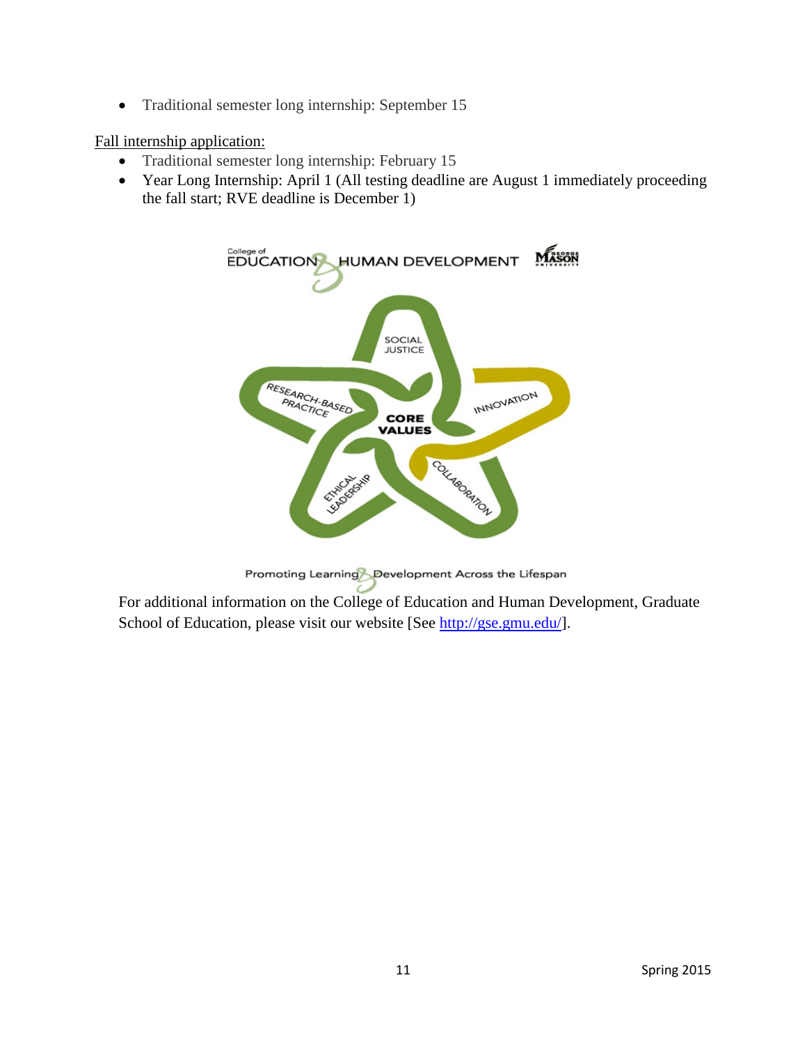- Traditional semester long internship: September 15

<u>Fall internship application:</u>

- Traditional semester long internship: February 15
- Year Long Internship: April 1 (All testing deadline are August 1 immediately proceeding the fall start; RVE deadline is December 1)

For additional information on the College of Education and Human Development, Graduate School of Education, please visit our website [See http://gse.gmu.edu/].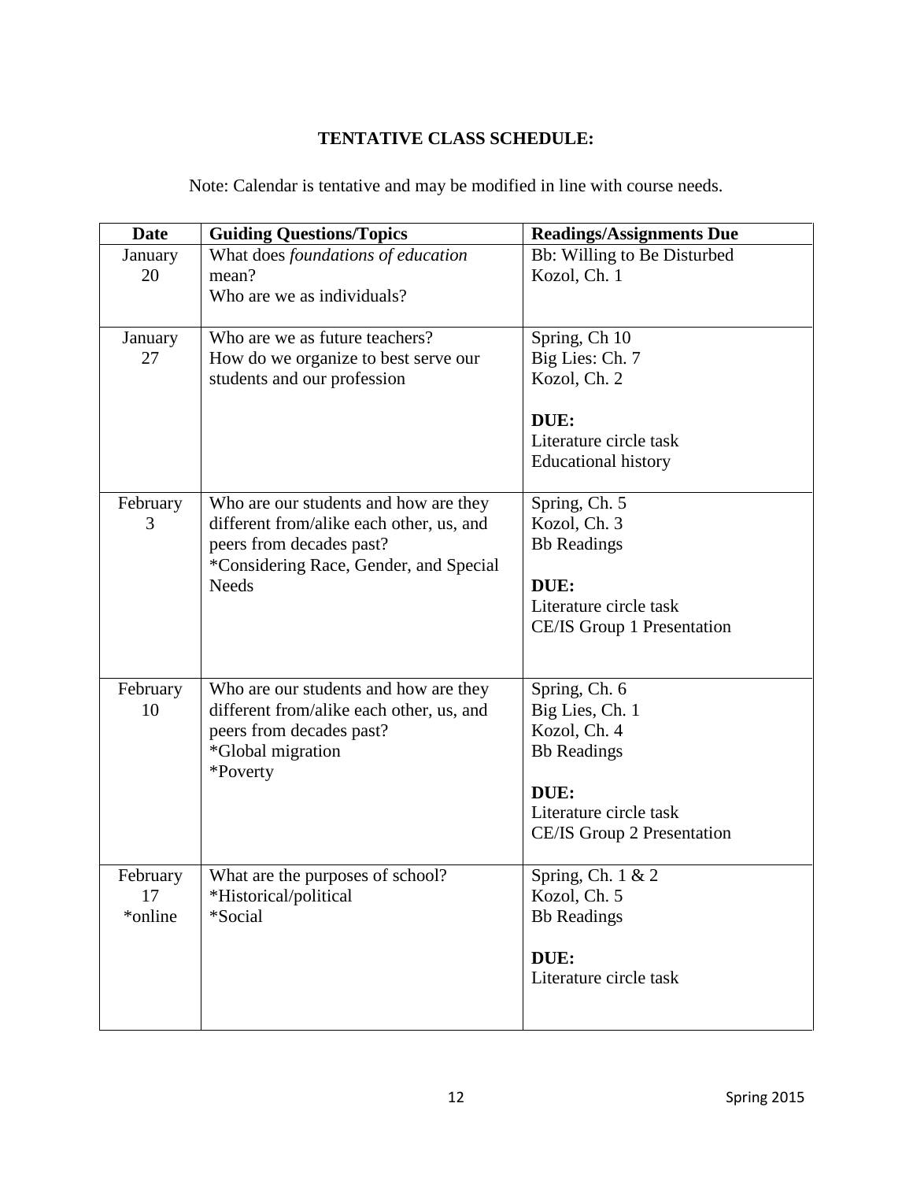**TENTATIVE CLASS SCHEDULE:**

Note: Calendar is tentative and may be modified in line with course needs.

| Date | Guiding Questions/Topics | Readings/Assignments Due |
|---|---|---|
| January 20 | What does *foundations of education* mean?<br>Who are we as individuals? | Bb: Willing to Be Disturbed<br>Kozol, Ch. 1 |
| January 27 | Who are we as future teachers?<br>How do we organize to best serve our students and our profession | Spring, Ch 10<br>Big Lies: Ch. 7<br>Kozol, Ch. 2<br><br>**DUE:**<br>Literature circle task<br>Educational history |
| February 3 | Who are our students and how are they different from/alike each other, us, and peers from decades past?<br>*Considering Race, Gender, and Special Needs | Spring, Ch. 5<br>Kozol, Ch. 3<br>Bb Readings<br><br>**DUE:**<br>Literature circle task<br>CE/IS Group 1 Presentation |
| February 10 | Who are our students and how are they different from/alike each other, us, and peers from decades past?<br>*Global migration<br>*Poverty | Spring, Ch. 6<br>Big Lies, Ch. 1<br>Kozol, Ch. 4<br>Bb Readings<br><br>**DUE:**<br>Literature circle task<br>CE/IS Group 2 Presentation |
| February 17<br>*online | What are the purposes of school?<br>*Historical/political<br>*Social | Spring, Ch. 1 & 2<br>Kozol, Ch. 5<br>Bb Readings<br><br>**DUE:**<br>Literature circle task |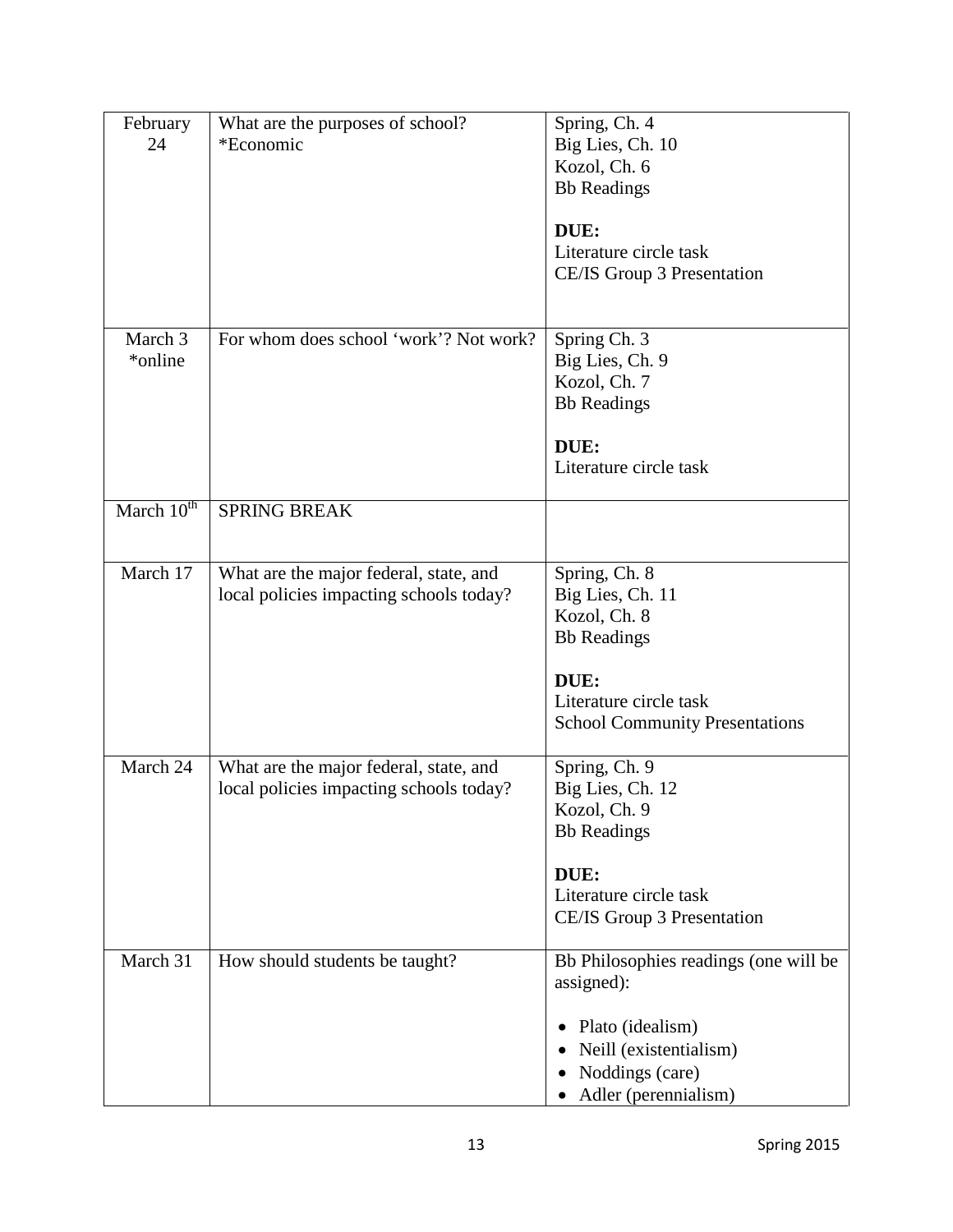| | | |
|---|---|---|
| February 24 | What are the purposes of school?<br>*Economic | Spring, Ch. 4<br>Big Lies, Ch. 10<br>Kozol, Ch. 6<br>Bb Readings<br><br>**DUE:**<br>Literature circle task<br>CE/IS Group 3 Presentation |
| March 3<br>*online | For whom does school 'work'? Not work? | Spring Ch. 3<br>Big Lies, Ch. 9<br>Kozol, Ch. 7<br>Bb Readings<br><br>**DUE:**<br>Literature circle task |
| March 10th | SPRING BREAK | |
| March 17 | What are the major federal, state, and local policies impacting schools today? | Spring, Ch. 8<br>Big Lies, Ch. 11<br>Kozol, Ch. 8<br>Bb Readings<br><br>**DUE:**<br>Literature circle task<br>School Community Presentations |
| March 24 | What are the major federal, state, and local policies impacting schools today? | Spring, Ch. 9<br>Big Lies, Ch. 12<br>Kozol, Ch. 9<br>Bb Readings<br><br>**DUE:**<br>Literature circle task<br>CE/IS Group 3 Presentation |
| March 31 | How should students be taught? | Bb Philosophies readings (one will be assigned):<br><br>• Plato (idealism)<br>• Neill (existentialism)<br>• Noddings (care)<br>• Adler (perennialism) |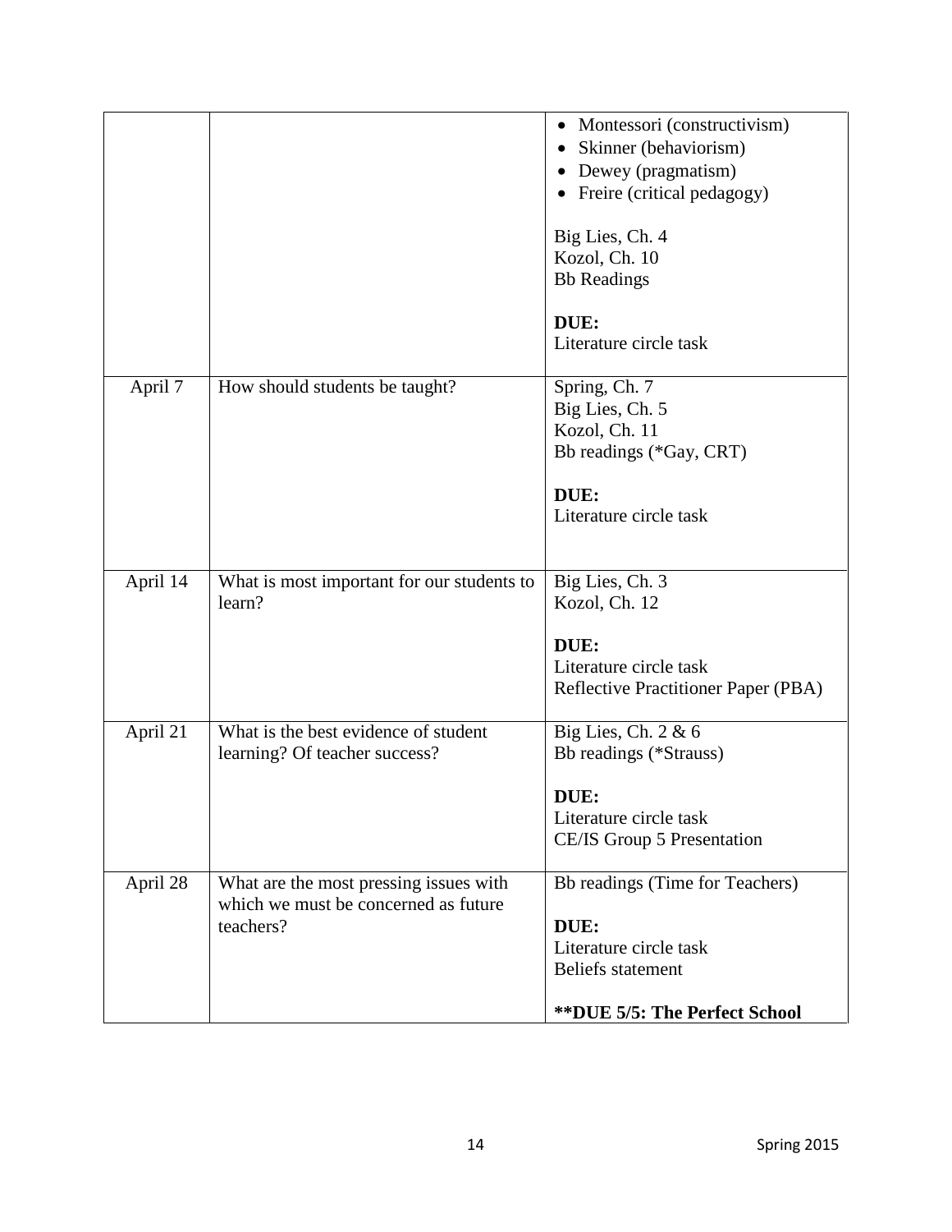| | | |
|---|---|---|
| | | • Montessori (constructivism)<br>• Skinner (behaviorism)<br>• Dewey (pragmatism)<br>• Freire (critical pedagogy)<br><br>Big Lies, Ch. 4<br>Kozol, Ch. 10<br>Bb Readings<br><br>**DUE:**<br>Literature circle task |
| April 7 | How should students be taught? | Spring, Ch. 7<br>Big Lies, Ch. 5<br>Kozol, Ch. 11<br>Bb readings (*Gay, CRT)<br><br>**DUE:**<br>Literature circle task |
| April 14 | What is most important for our students to learn? | Big Lies, Ch. 3<br>Kozol, Ch. 12<br><br>**DUE:**<br>Literature circle task<br>Reflective Practitioner Paper (PBA) |
| April 21 | What is the best evidence of student learning? Of teacher success? | Big Lies, Ch. 2 & 6<br>Bb readings (*Strauss)<br><br>**DUE:**<br>Literature circle task<br>CE/IS Group 5 Presentation |
| April 28 | What are the most pressing issues with which we must be concerned as future teachers? | Bb readings (Time for Teachers)<br><br>**DUE:**<br>Literature circle task<br>Beliefs statement<br><br>****DUE 5/5: The Perfect School** |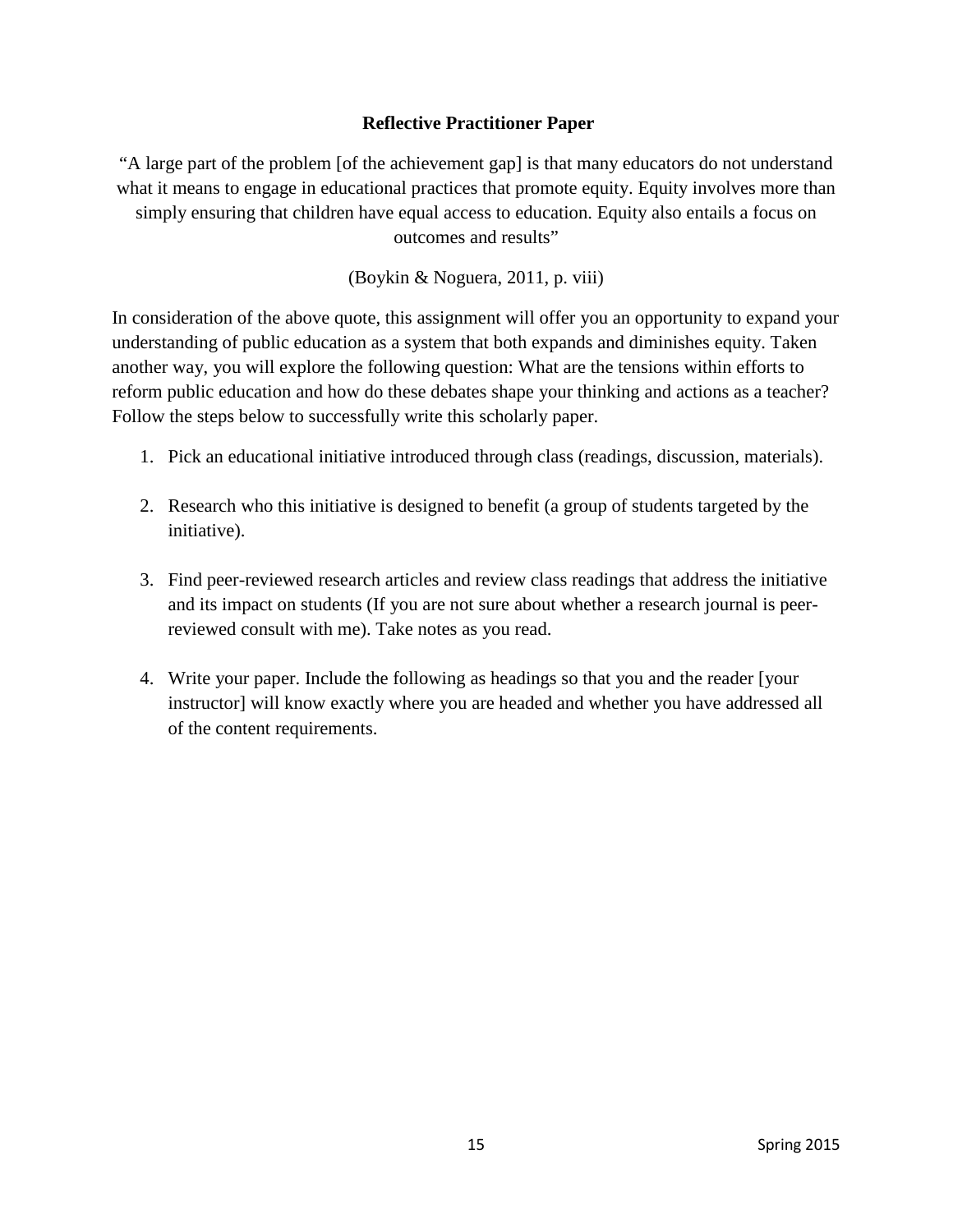## Reflective Practitioner Paper

"A large part of the problem [of the achievement gap] is that many educators do not understand what it means to engage in educational practices that promote equity. Equity involves more than simply ensuring that children have equal access to education. Equity also entails a focus on outcomes and results"

(Boykin & Noguera, 2011, p. viii)

In consideration of the above quote, this assignment will offer you an opportunity to expand your understanding of public education as a system that both expands and diminishes equity. Taken another way, you will explore the following question: What are the tensions within efforts to reform public education and how do these debates shape your thinking and actions as a teacher? Follow the steps below to successfully write this scholarly paper.

1. Pick an educational initiative introduced through class (readings, discussion, materials).
2. Research who this initiative is designed to benefit (a group of students targeted by the initiative).
3. Find peer-reviewed research articles and review class readings that address the initiative and its impact on students (If you are not sure about whether a research journal is peer-reviewed consult with me). Take notes as you read.
4. Write your paper. Include the following as headings so that you and the reader [your instructor] will know exactly where you are headed and whether you have addressed all of the content requirements.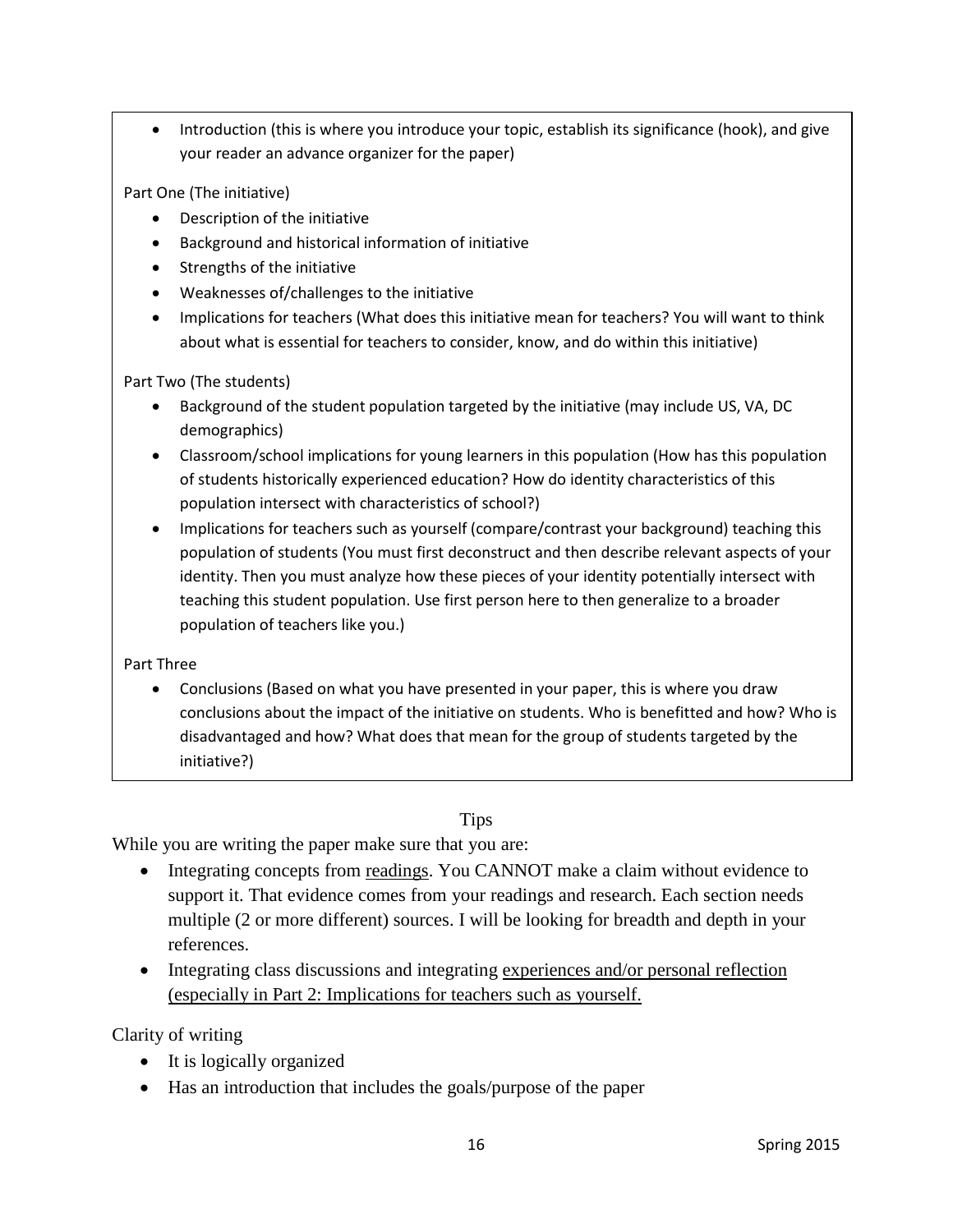- Introduction (this is where you introduce your topic, establish its significance (hook), and give your reader an advance organizer for the paper)

Part One (The initiative)

- Description of the initiative
- Background and historical information of initiative
- Strengths of the initiative
- Weaknesses of/challenges to the initiative
- Implications for teachers (What does this initiative mean for teachers? You will want to think about what is essential for teachers to consider, know, and do within this initiative)

Part Two (The students)

- Background of the student population targeted by the initiative (may include US, VA, DC demographics)
- Classroom/school implications for young learners in this population (How has this population of students historically experienced education? How do identity characteristics of this population intersect with characteristics of school?)
- Implications for teachers such as yourself (compare/contrast your background) teaching this population of students (You must first deconstruct and then describe relevant aspects of your identity. Then you must analyze how these pieces of your identity potentially intersect with teaching this student population. Use first person here to then generalize to a broader population of teachers like you.)

Part Three

- Conclusions (Based on what you have presented in your paper, this is where you draw conclusions about the impact of the initiative on students. Who is benefitted and how? Who is disadvantaged and how? What does that mean for the group of students targeted by the initiative?)

Tips

While you are writing the paper make sure that you are:

- Integrating concepts from <u>readings</u>. You CANNOT make a claim without evidence to support it. That evidence comes from your readings and research. Each section needs multiple (2 or more different) sources. I will be looking for breadth and depth in your references.
- Integrating class discussions and integrating <u>experiences and/or personal reflection (especially in Part 2: Implications for teachers such as yourself.</u>

Clarity of writing

- It is logically organized
- Has an introduction that includes the goals/purpose of the paper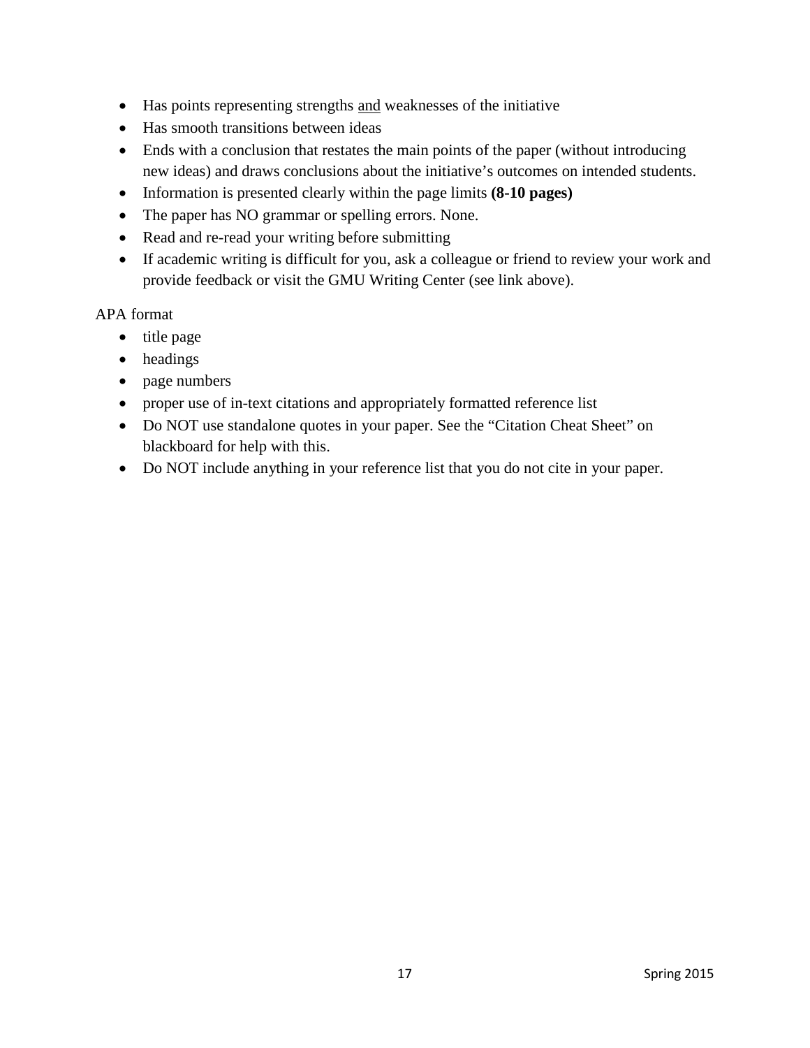- Has points representing strengths <u>and</u> weaknesses of the initiative
- Has smooth transitions between ideas
- Ends with a conclusion that restates the main points of the paper (without introducing new ideas) and draws conclusions about the initiative's outcomes on intended students.
- Information is presented clearly within the page limits **(8-10 pages)**
- The paper has NO grammar or spelling errors. None.
- Read and re-read your writing before submitting
- If academic writing is difficult for you, ask a colleague or friend to review your work and provide feedback or visit the GMU Writing Center (see link above).

APA format

- title page
- headings
- page numbers
- proper use of in-text citations and appropriately formatted reference list
- Do NOT use standalone quotes in your paper. See the "Citation Cheat Sheet" on blackboard for help with this.
- Do NOT include anything in your reference list that you do not cite in your paper.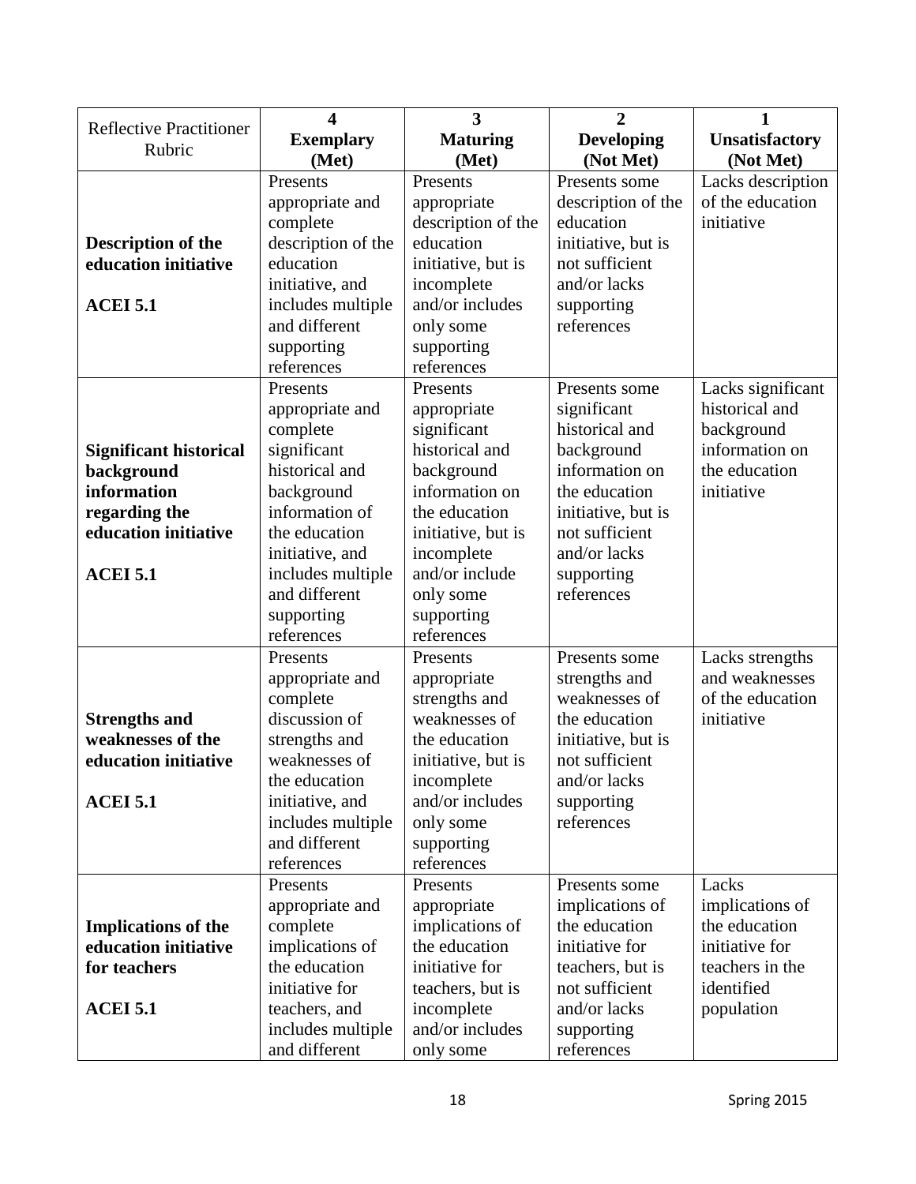| Reflective Practitioner Rubric | 4<br>**Exemplary**<br>**(Met)** | 3<br>**Maturing**<br>**(Met)** | 2<br>**Developing**<br>**(Not Met)** | 1<br>**Unsatisfactory**<br>**(Not Met)** |
|---|---|---|---|---|
| **Description of the education initiative**<br><br>**ACEI 5.1** | Presents appropriate and complete description of the education initiative, and includes multiple and different supporting references | Presents appropriate description of the education initiative, but is incomplete and/or includes only some supporting references | Presents some description of the education initiative, but is not sufficient and/or lacks supporting references | Lacks description of the education initiative |
| **Significant historical background information regarding the education initiative**<br><br>**ACEI 5.1** | Presents appropriate and complete significant historical and background information of the education initiative, and includes multiple and different supporting references | Presents appropriate significant historical and background information on the education initiative, but is incomplete and/or include only some supporting references | Presents some significant historical and background information on the education initiative, but is not sufficient and/or lacks supporting references | Lacks significant historical and background information on the education initiative |
| **Strengths and weaknesses of the education initiative**<br><br>**ACEI 5.1** | Presents appropriate and complete discussion of strengths and weaknesses of the education initiative, and includes multiple and different references | Presents appropriate strengths and weaknesses of the education initiative, but is incomplete and/or includes only some supporting references | Presents some strengths and weaknesses of the education initiative, but is not sufficient and/or lacks supporting references | Lacks strengths and weaknesses of the education initiative |
| **Implications of the education initiative for teachers**<br><br>**ACEI 5.1** | Presents appropriate and complete implications of the education initiative for teachers, and includes multiple and different | Presents appropriate implications of the education initiative for teachers, but is incomplete and/or includes only some | Presents some implications of the education initiative for teachers, but is not sufficient and/or lacks supporting references | Lacks implications of the education initiative for teachers in the identified population |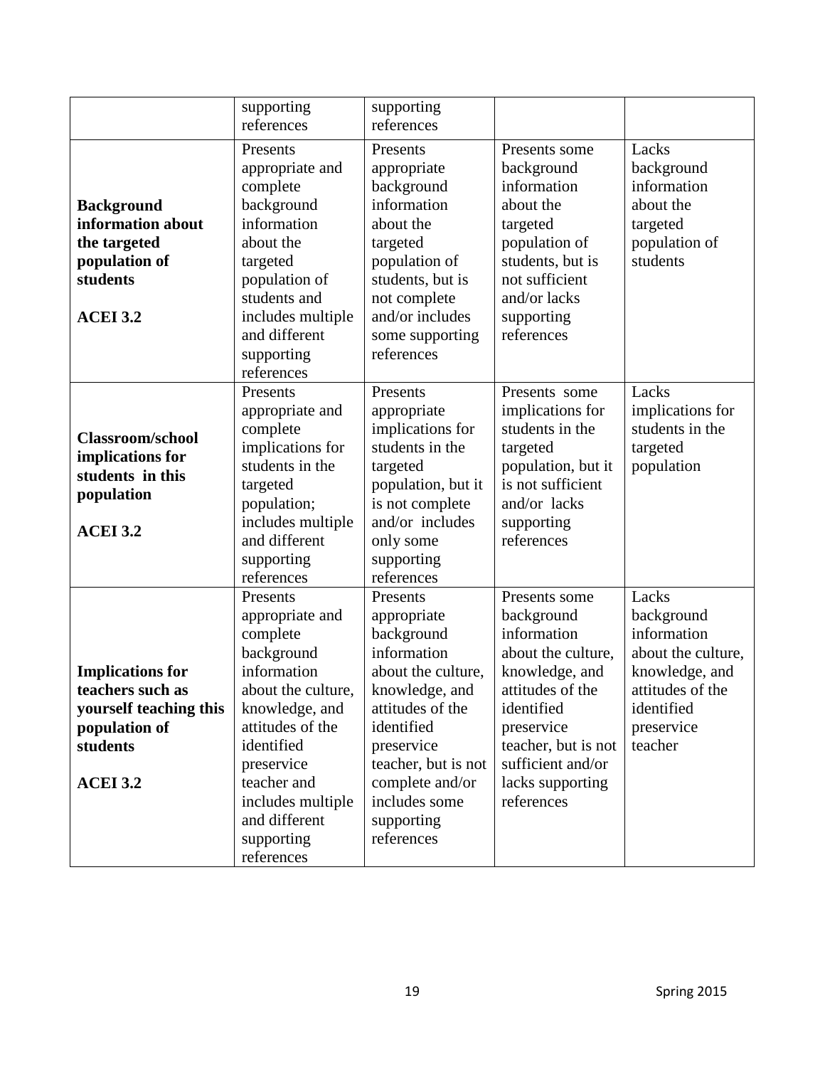| | | | | |
|---|---|---|---|---|
| | supporting references | supporting references | | |
| **Background information about the targeted population of students**<br><br>**ACEI 3.2** | Presents appropriate and complete background information about the targeted population of students and includes multiple and different supporting references | Presents appropriate background information about the targeted population of students, but is not complete and/or includes some supporting references | Presents some background information about the targeted population of students, but is not sufficient and/or lacks supporting references | Lacks background information about the targeted population of students |
| **Classroom/school implications for students in this population**<br><br>**ACEI 3.2** | Presents appropriate and complete implications for students in the targeted population; includes multiple and different supporting references | Presents appropriate implications for students in the targeted population, but it is not complete and/or includes only some supporting references | Presents some implications for students in the targeted population, but it is not sufficient and/or lacks supporting references | Lacks implications for students in the targeted population |
| **Implications for teachers such as yourself teaching this population of students**<br><br>**ACEI 3.2** | Presents appropriate and complete background information about the culture, knowledge, and attitudes of the identified preservice teacher and includes multiple and different supporting references | Presents appropriate background information about the culture, knowledge, and attitudes of the identified preservice teacher, but is not complete and/or includes some supporting references | Presents some background information about the culture, knowledge, and attitudes of the identified preservice teacher, but is not sufficient and/or lacks supporting references | Lacks background information about the culture, knowledge, and attitudes of the identified preservice teacher |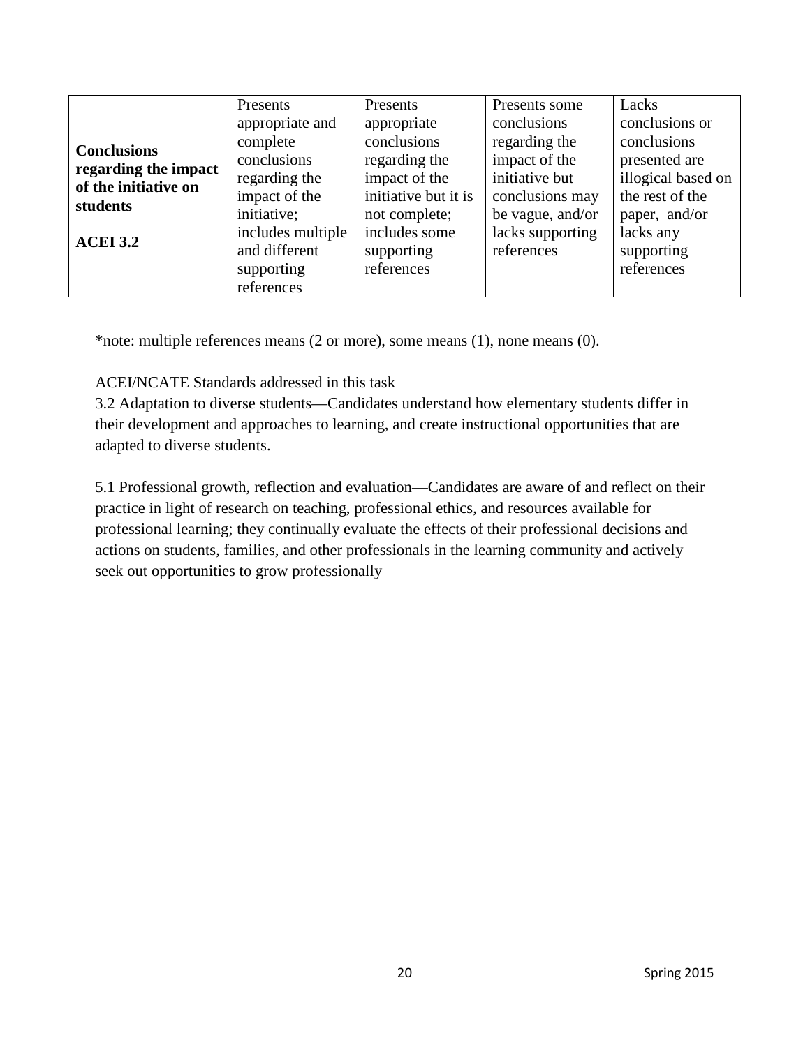| | | | | |
|---|---|---|---|---|
| **Conclusions regarding the impact of the initiative on students**<br><br>**ACEI 3.2** | Presents appropriate and complete conclusions regarding the impact of the initiative; includes multiple and different supporting references | Presents appropriate conclusions regarding the impact of the initiative but it is not complete; includes some supporting references | Presents some conclusions regarding the impact of the initiative but conclusions may be vague, and/or lacks supporting references | Lacks conclusions or conclusions presented are illogical based on the rest of the paper, and/or lacks any supporting references |

*note: multiple references means (2 or more), some means (1), none means (0).

ACEI/NCATE Standards addressed in this task

3.2 Adaptation to diverse students—Candidates understand how elementary students differ in their development and approaches to learning, and create instructional opportunities that are adapted to diverse students.

5.1 Professional growth, reflection and evaluation—Candidates are aware of and reflect on their practice in light of research on teaching, professional ethics, and resources available for professional learning; they continually evaluate the effects of their professional decisions and actions on students, families, and other professionals in the learning community and actively seek out opportunities to grow professionally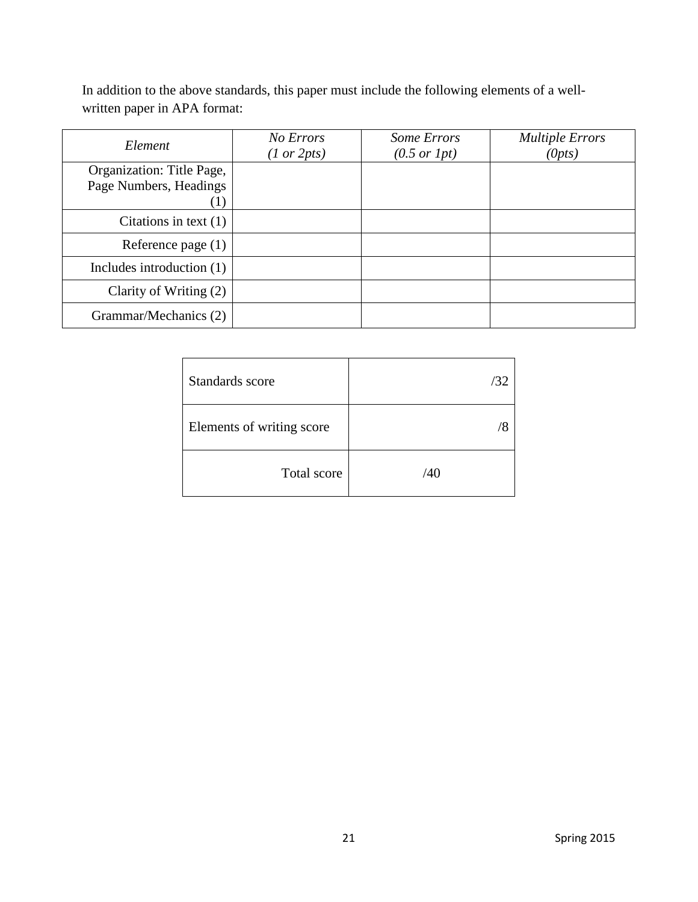In addition to the above standards, this paper must include the following elements of a well-written paper in APA format:

| *Element* | *No Errors (1 or 2pts)* | *Some Errors (0.5 or 1pt)* | *Multiple Errors (0pts)* |
|---|---|---|---|
| Organization: Title Page, Page Numbers, Headings (1) | | | |
| Citations in text (1) | | | |
| Reference page (1) | | | |
| Includes introduction (1) | | | |
| Clarity of Writing (2) | | | |
| Grammar/Mechanics (2) | | | |

| | |
|---|---|
| Standards score | /32 |
| Elements of writing score | /8 |
| Total score | /40 |